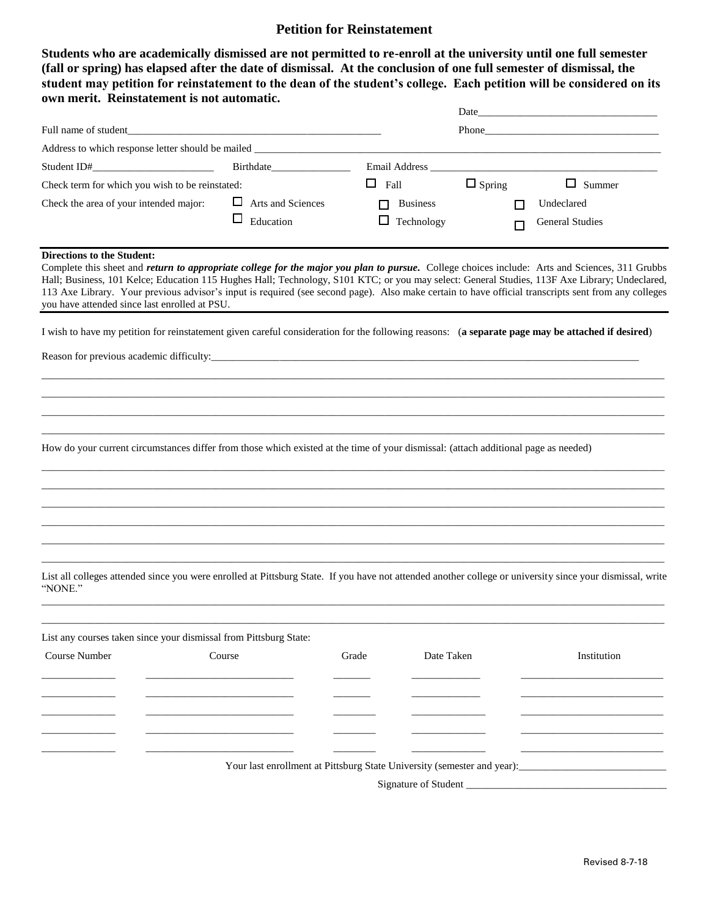# Petition for Reinstatement

**Students who are academically dismissed are not permitted to re-enroll at the university until one full semester (fall or spring) has elapsed after the date of dismissal. At the conclusion of one full semester of dismissal, the student may petition for reinstatement to the dean of the student's college. Each petition will be considered on its own merit. Reinstatement is not automatic.**

Date_________________________________

Full name of student_________________________________________________ Phone_________________________________

Address to which response letter should be mailed ______________________________________________________________________________

Student ID#_______________________ Birthdate_______________ Email Address ___________________________________________

Check term for which you wish to be reinstated: ☐ Fall ☐ Spring ☐ Summer

Check the area of your intended major: ☐ Arts and Sciences ☐ Business ☐ Undeclared ☐ Education ☐ Technology ☐ General Studies

**Directions to the Student:**
Complete this sheet and ***return to appropriate college for the major you plan to pursue***. College choices include: Arts and Sciences, 311 Grubbs Hall; Business, 101 Kelce; Education 115 Hughes Hall; Technology, S101 KTC; or you may select: General Studies, 113F Axe Library; Undeclared, 113 Axe Library. Your previous advisor's input is required (see second page). Also make certain to have official transcripts sent from any colleges you have attended since last enrolled at PSU.

I wish to have my petition for reinstatement given careful consideration for the following reasons: (**a separate page may be attached if desired**)

Reason for previous academic difficulty:_____________________________________________________________________________________

_______________________________________________________________________________________________________________

_______________________________________________________________________________________________________________

_______________________________________________________________________________________________________________

_______________________________________________________________________________________________________________

How do your current circumstances differ from those which existed at the time of your dismissal: (attach additional page as needed)

_______________________________________________________________________________________________________________

_______________________________________________________________________________________________________________

_______________________________________________________________________________________________________________

_______________________________________________________________________________________________________________

_______________________________________________________________________________________________________________

_______________________________________________________________________________________________________________

List all colleges attended since you were enrolled at Pittsburg State. If you have not attended another college or university since your dismissal, write "NONE."

_______________________________________________________________________________________________________________

_______________________________________________________________________________________________________________

List any courses taken since your dismissal from Pittsburg State:

| Course Number | Course | Grade | Date Taken | Institution |
| --- | --- | --- | --- | --- |
| | | | | |
| | | | | |
| | | | | |
| | | | | |
| | | | | |

Your last enrollment at Pittsburg State University (semester and year):___________________________

Signature of Student _____________________________________

Revised 8-7-18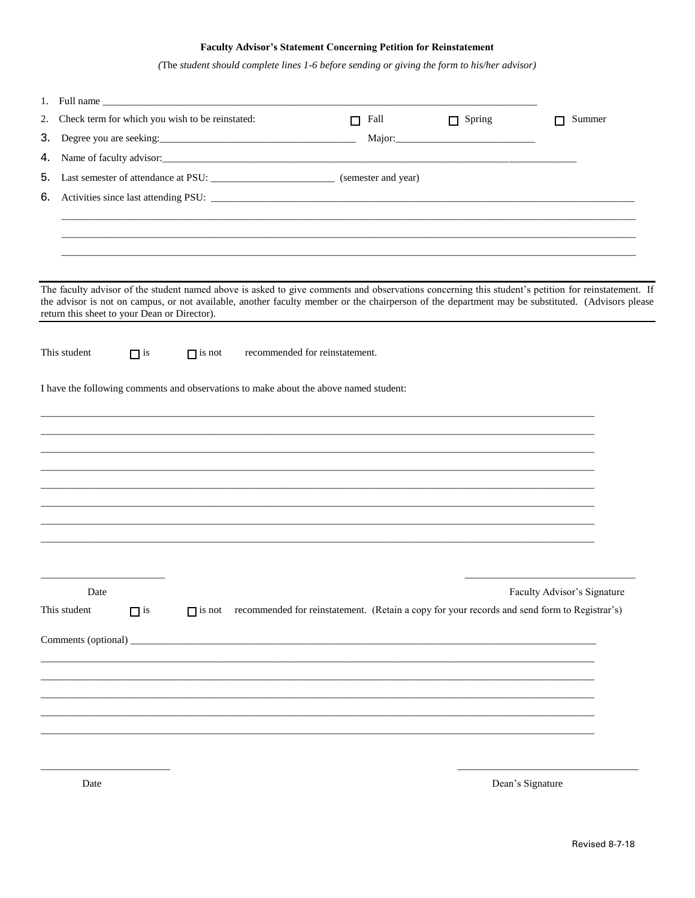**Faculty Advisor's Statement Concerning Petition for Reinstatement**

*(The student should complete lines 1-6 before sending or giving the form to his/her advisor)*

1. Full name ______________________________________________________________________________
2. Check term for which you wish to be reinstated: ☐ Fall ☐ Spring ☐ Summer
3. Degree you are seeking:____________________________________ Major:___________________________
4. Name of faculty advisor:_______________________________________________________________________________
5. Last semester of attendance at PSU: ________________________ (semester and year)
6. Activities since last attending PSU: _____________________________________________________________________________

___________________________________________________________________________________________________

___________________________________________________________________________________________________

___________________________________________________________________________________________________

---

The faculty advisor of the student named above is asked to give comments and observations concerning this student's petition for reinstatement. If the advisor is not on campus, or not available, another faculty member or the chairperson of the department may be substituted. (Advisors please return this sheet to your Dean or Director).

---

This student ☐ is ☐ is not recommended for reinstatement.

I have the following comments and observations to make about the above named student:

___________________________________________________________________________________________________

___________________________________________________________________________________________________

___________________________________________________________________________________________________

___________________________________________________________________________________________________

___________________________________________________________________________________________________

___________________________________________________________________________________________________

___________________________________________________________________________________________________

___________________________________________________________________________________________________

________________________ ________________________________

Date Faculty Advisor's Signature

This student ☐ is ☐ is not recommended for reinstatement. (Retain a copy for your records and send form to Registrar's)

Comments (optional) _______________________________________________________________________________

___________________________________________________________________________________________________

___________________________________________________________________________________________________

___________________________________________________________________________________________________

___________________________________________________________________________________________________

___________________________________________________________________________________________________

________________________ ________________________________

Date Dean's Signature

Revised 8-7-18